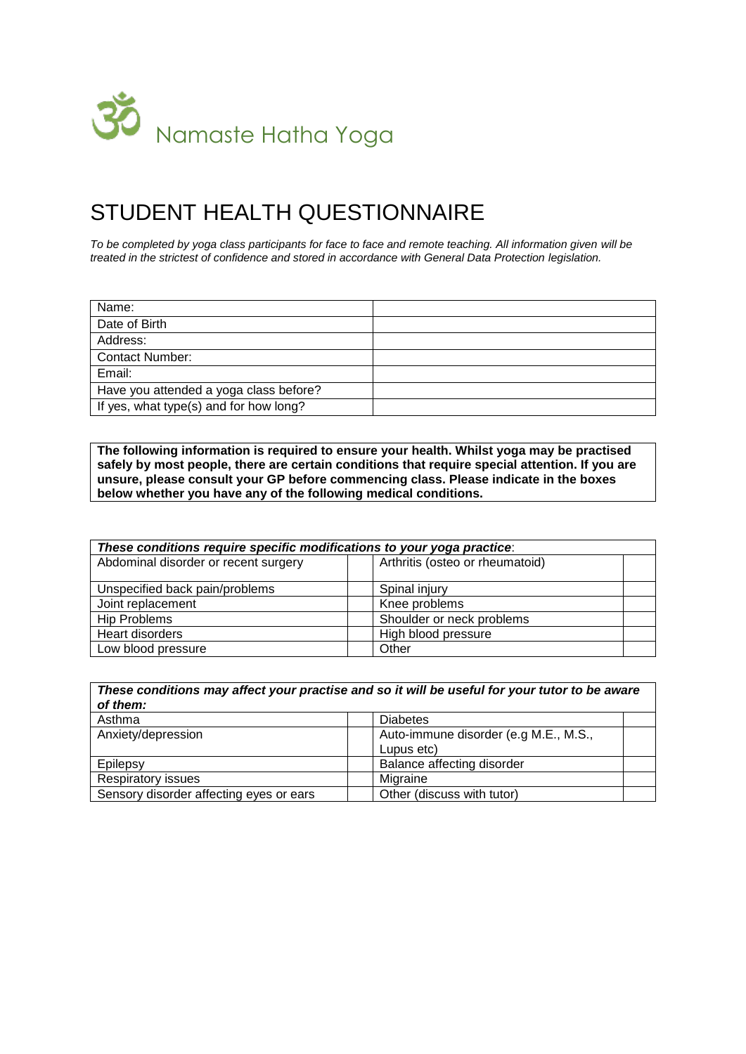# Namaste Hatha Yoga

# STUDENT HEALTH QUESTIONNAIRE

*To be completed by yoga class participants for face to face and remote teaching. All information given will be treated in the strictest of confidence and stored in accordance with General Data Protection legislation.*

| | |
|---|---|
| Name: | |
| Date of Birth | |
| Address: | |
| Contact Number: | |
| Email: | |
| Have you attended a yoga class before? | |
| If yes, what type(s) and for how long? | |

**The following information is required to ensure your health. Whilst yoga may be practised safely by most people, there are certain conditions that require special attention. If you are unsure, please consult your GP before commencing class. Please indicate in the boxes below whether you have any of the following medical conditions.**

| ***These conditions require specific modifications to your yoga practice*:** | | | |
|---|---|---|---|
| Abdominal disorder or recent surgery | | Arthritis (osteo or rheumatoid) | |
| Unspecified back pain/problems | | Spinal injury | |
| Joint replacement | | Knee problems | |
| Hip Problems | | Shoulder or neck problems | |
| Heart disorders | | High blood pressure | |
| Low blood pressure | | Other | |

| ***These conditions may affect your practise and so it will be useful for your tutor to be aware of them:*** | | | |
|---|---|---|---|
| Asthma | | Diabetes | |
| Anxiety/depression | | Auto-immune disorder (e.g M.E., M.S., Lupus etc) | |
| Epilepsy | | Balance affecting disorder | |
| Respiratory issues | | Migraine | |
| Sensory disorder affecting eyes or ears | | Other (discuss with tutor) | |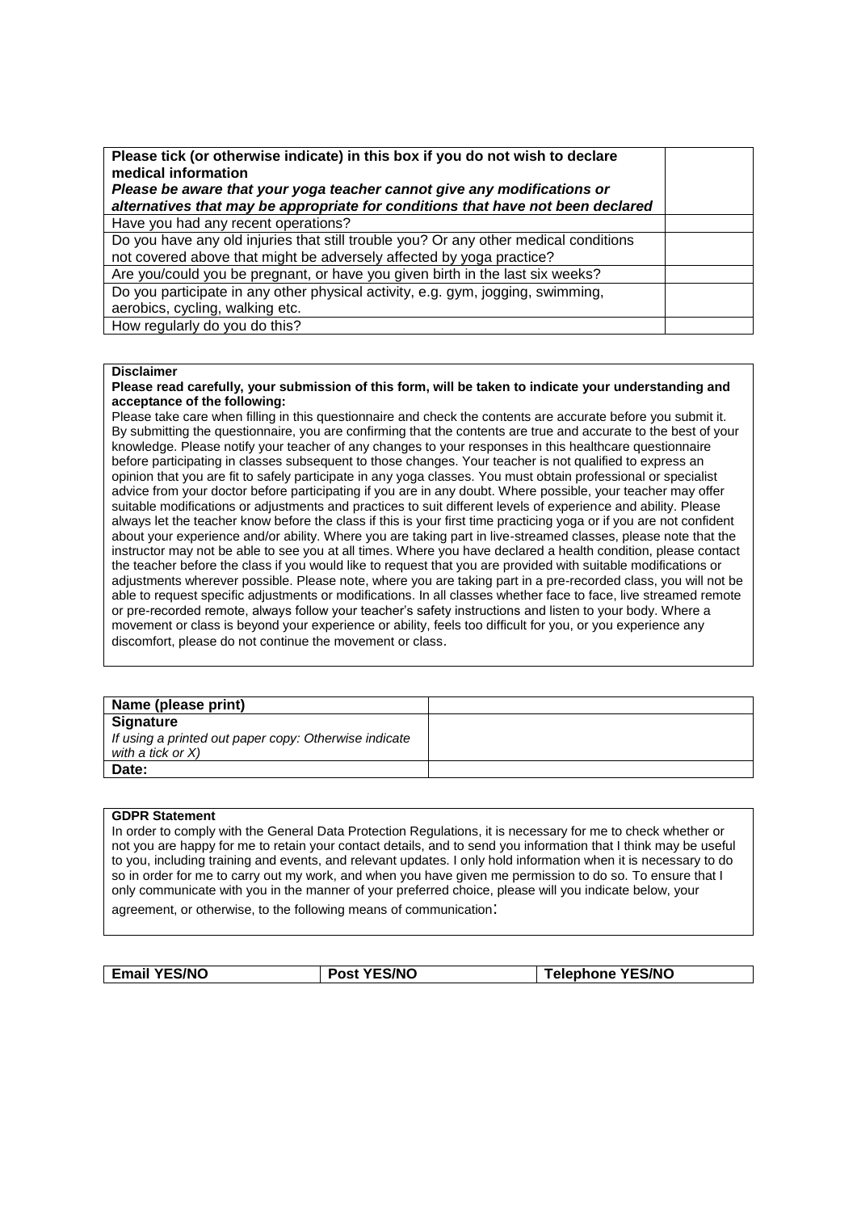| | |
|---|---|
| **Please tick (or otherwise indicate) in this box if you do not wish to declare medical information** ***Please be aware that your yoga teacher cannot give any modifications or alternatives that may be appropriate for conditions that have not been declared*** | |
| Have you had any recent operations? | |
| Do you have any old injuries that still trouble you? Or any other medical conditions not covered above that might be adversely affected by yoga practice? | |
| Are you/could you be pregnant, or have you given birth in the last six weeks? | |
| Do you participate in any other physical activity, e.g. gym, jogging, swimming, aerobics, cycling, walking etc. | |
| How regularly do you do this? | |

**Disclaimer**

**Please read carefully, your submission of this form, will be taken to indicate your understanding and acceptance of the following:**

Please take care when filling in this questionnaire and check the contents are accurate before you submit it. By submitting the questionnaire, you are confirming that the contents are true and accurate to the best of your knowledge. Please notify your teacher of any changes to your responses in this healthcare questionnaire before participating in classes subsequent to those changes. Your teacher is not qualified to express an opinion that you are fit to safely participate in any yoga classes. You must obtain professional or specialist advice from your doctor before participating if you are in any doubt. Where possible, your teacher may offer suitable modifications or adjustments and practices to suit different levels of experience and ability. Please always let the teacher know before the class if this is your first time practicing yoga or if you are not confident about your experience and/or ability. Where you are taking part in live-streamed classes, please note that the instructor may not be able to see you at all times. Where you have declared a health condition, please contact the teacher before the class if you would like to request that you are provided with suitable modifications or adjustments wherever possible. Please note, where you are taking part in a pre-recorded class, you will not be able to request specific adjustments or modifications. In all classes whether face to face, live streamed remote or pre-recorded remote, always follow your teacher's safety instructions and listen to your body. Where a movement or class is beyond your experience or ability, feels too difficult for you, or you experience any discomfort, please do not continue the movement or class.

| | |
|---|---|
| **Name (please print)** | |
| **Signature** *If using a printed out paper copy: Otherwise indicate with a tick or X)* | |
| **Date:** | |

**GDPR Statement**

In order to comply with the General Data Protection Regulations, it is necessary for me to check whether or not you are happy for me to retain your contact details, and to send you information that I think may be useful to you, including training and events, and relevant updates. I only hold information when it is necessary to do so in order for me to carry out my work, and when you have given me permission to do so. To ensure that I only communicate with you in the manner of your preferred choice, please will you indicate below, your agreement, or otherwise, to the following means of communication:

| | | |
|---|---|---|
| **Email YES/NO** | **Post YES/NO** | **Telephone YES/NO** |